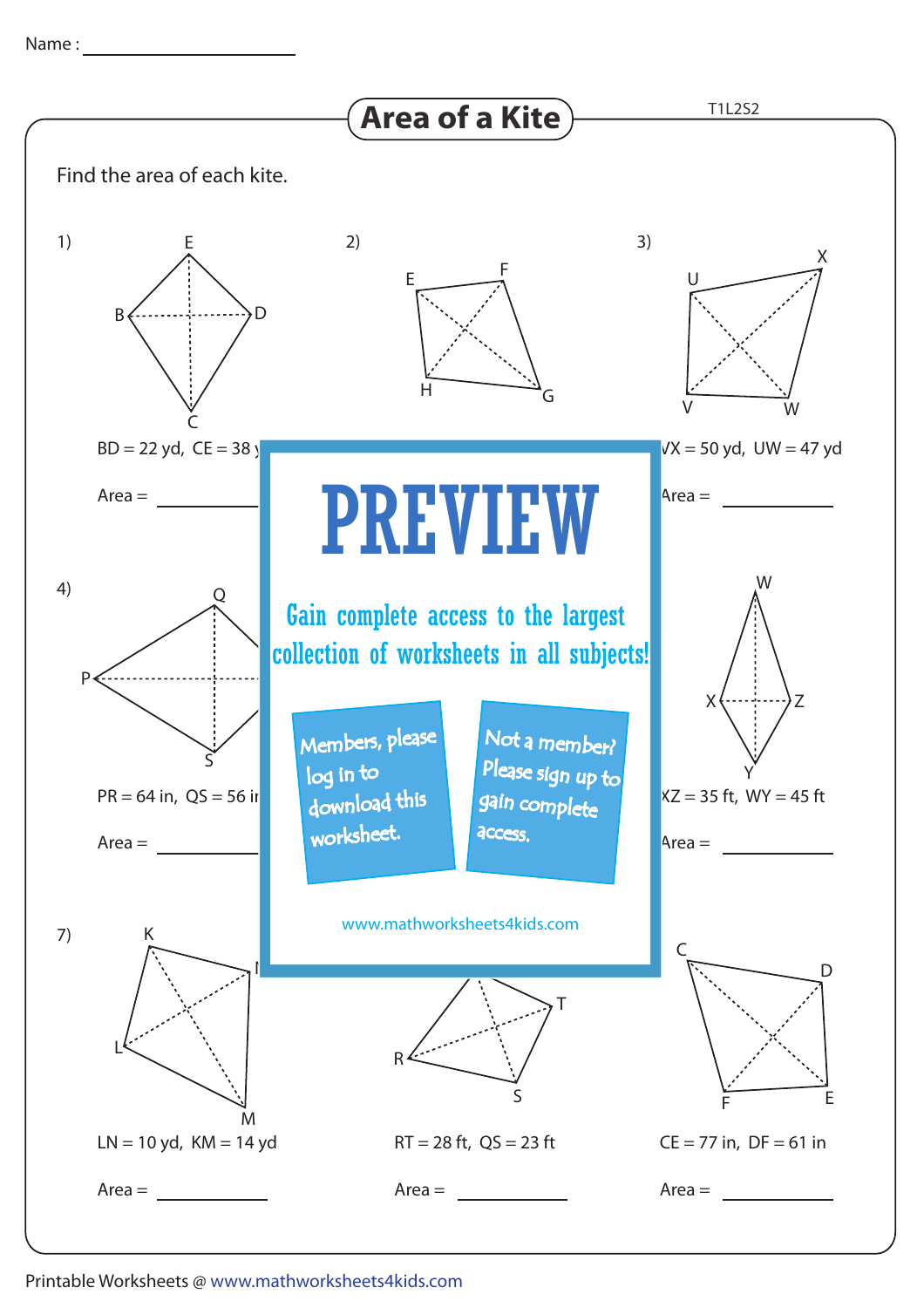# Area of a Kite

T1L2S2

Name : ____________________

Find the area of each kite.

1) BD = 22 yd, CE = 38 y

Area = __________

2)

3) VX = 50 yd, UW = 47 yd

Area = __________

**PREVIEW**

Gain complete access to the largest collection of worksheets in all subjects!

Members, please log in to download this worksheet.

Not a member? Please sign up to gain complete access.

www.mathworksheets4kids.com

4) PR = 64 in, QS = 56 in

Area = __________

6) XZ = 35 ft, WY = 45 ft

Area = __________

7) LN = 10 yd, KM = 14 yd

Area = __________

8) RT = 28 ft, QS = 23 ft

Area = __________

9) CE = 77 in, DF = 61 in

Area = __________

Printable Worksheets @ www.mathworksheets4kids.com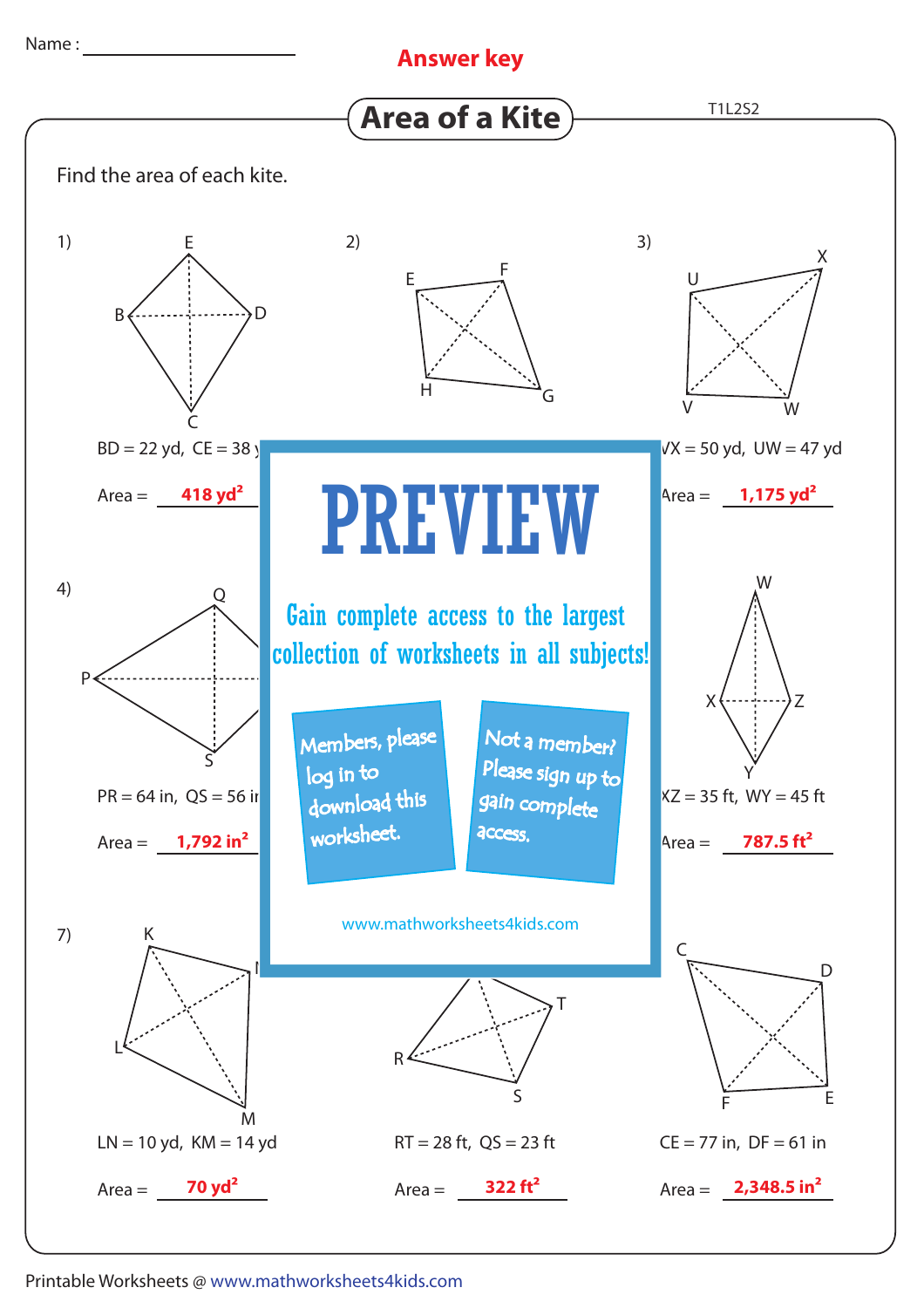Name : ____________________

**Answer key**

# Area of a Kite

T1L2S2

Find the area of each kite.

1) E, B, D, C

BD = 22 yd, CE = 38 y

Area = **418 yd²**

2) E, F, H, G

3) U, X, V, W

VX = 50 yd, UW = 47 yd

Area = **1,175 yd²**

4) Q, P, S

PR = 64 in, QS = 56 i

Area = **1,792 in²**

6) W, X, Z, Y

XZ = 35 ft, WY = 45 ft

Area = **787.5 ft²**

7) K, L, M

LN = 10 yd, KM = 14 yd

Area = **70 yd²**

8) T, R, S

RT = 28 ft, QS = 23 ft

Area = **322 ft²**

9) C, D, F, E

CE = 77 in, DF = 61 in

Area = **2,348.5 in²**

PREVIEW

Gain complete access to the largest collection of worksheets in all subjects!

Members, please log in to download this worksheet.

Not a member? Please sign up to gain complete access.

www.mathworksheets4kids.com

Printable Worksheets @ www.mathworksheets4kids.com